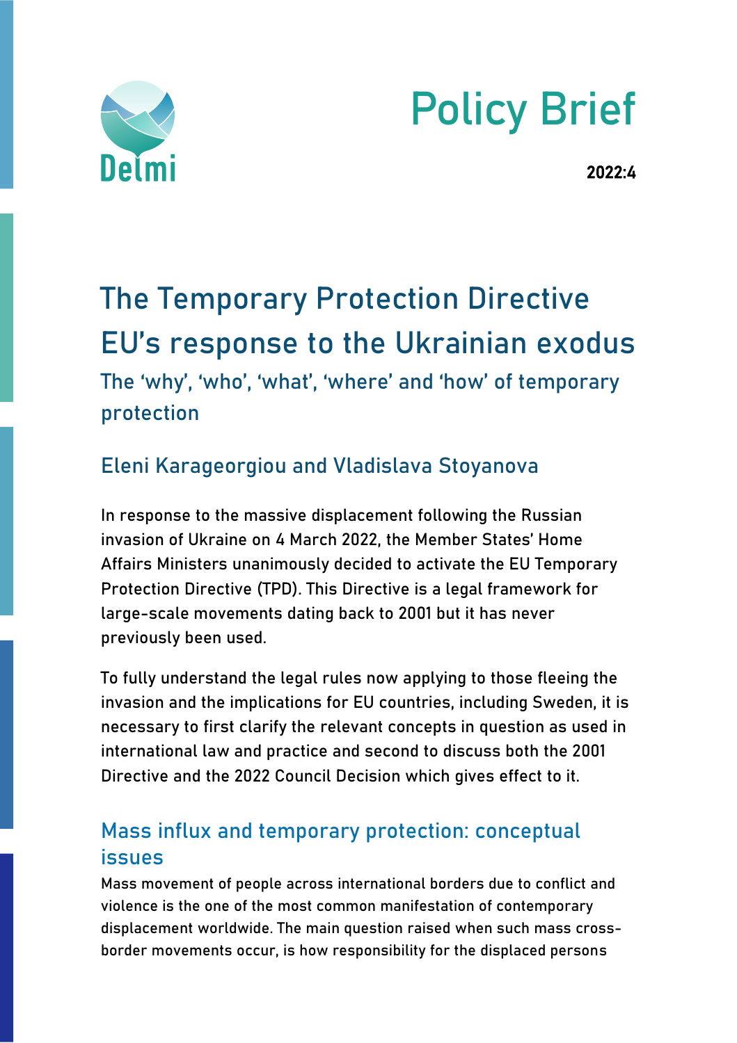Delmi

# Policy Brief

**2022:4**

# The Temporary Protection Directive EU's response to the Ukrainian exodus

## The 'why', 'who', 'what', 'where' and 'how' of temporary protection

### Eleni Karageorgiou and Vladislava Stoyanova

In response to the massive displacement following the Russian invasion of Ukraine on 4 March 2022, the Member States' Home Affairs Ministers unanimously decided to activate the EU Temporary Protection Directive (TPD). This Directive is a legal framework for large-scale movements dating back to 2001 but it has never previously been used.

To fully understand the legal rules now applying to those fleeing the invasion and the implications for EU countries, including Sweden, it is necessary to first clarify the relevant concepts in question as used in international law and practice and second to discuss both the 2001 Directive and the 2022 Council Decision which gives effect to it.

## Mass influx and temporary protection: conceptual issues

Mass movement of people across international borders due to conflict and violence is the one of the most common manifestation of contemporary displacement worldwide. The main question raised when such mass cross-border movements occur, is how responsibility for the displaced persons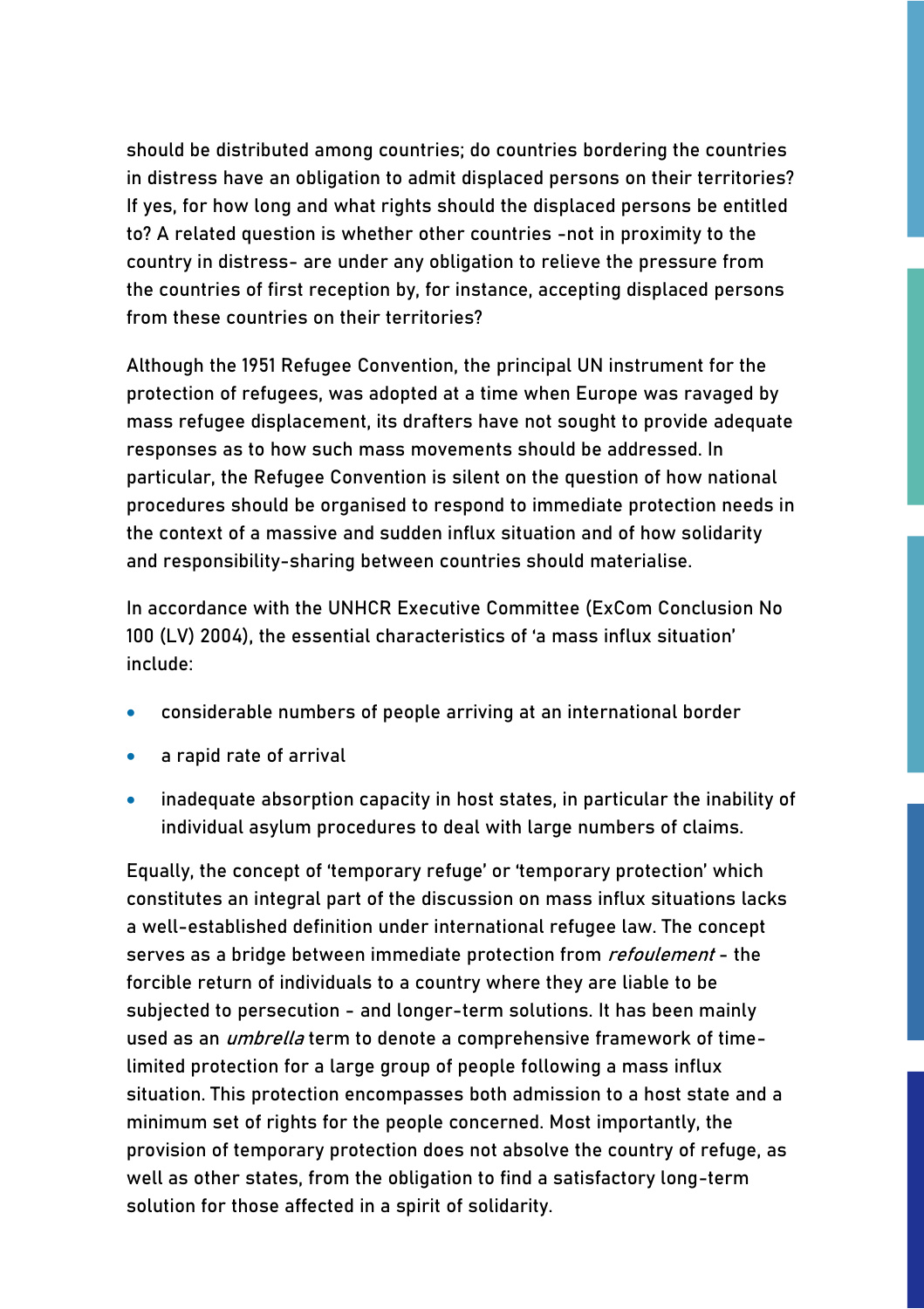should be distributed among countries; do countries bordering the countries in distress have an obligation to admit displaced persons on their territories? If yes, for how long and what rights should the displaced persons be entitled to? A related question is whether other countries -not in proximity to the country in distress- are under any obligation to relieve the pressure from the countries of first reception by, for instance, accepting displaced persons from these countries on their territories?

Although the 1951 Refugee Convention, the principal UN instrument for the protection of refugees, was adopted at a time when Europe was ravaged by mass refugee displacement, its drafters have not sought to provide adequate responses as to how such mass movements should be addressed. In particular, the Refugee Convention is silent on the question of how national procedures should be organised to respond to immediate protection needs in the context of a massive and sudden influx situation and of how solidarity and responsibility-sharing between countries should materialise.

In accordance with the UNHCR Executive Committee (ExCom Conclusion No 100 (LV) 2004), the essential characteristics of 'a mass influx situation' include:

- considerable numbers of people arriving at an international border
- a rapid rate of arrival
- inadequate absorption capacity in host states, in particular the inability of individual asylum procedures to deal with large numbers of claims.

Equally, the concept of 'temporary refuge' or 'temporary protection' which constitutes an integral part of the discussion on mass influx situations lacks a well-established definition under international refugee law. The concept serves as a bridge between immediate protection from *refoulement* - the forcible return of individuals to a country where they are liable to be subjected to persecution - and longer-term solutions. It has been mainly used as an *umbrella* term to denote a comprehensive framework of time-limited protection for a large group of people following a mass influx situation. This protection encompasses both admission to a host state and a minimum set of rights for the people concerned. Most importantly, the provision of temporary protection does not absolve the country of refuge, as well as other states, from the obligation to find a satisfactory long-term solution for those affected in a spirit of solidarity.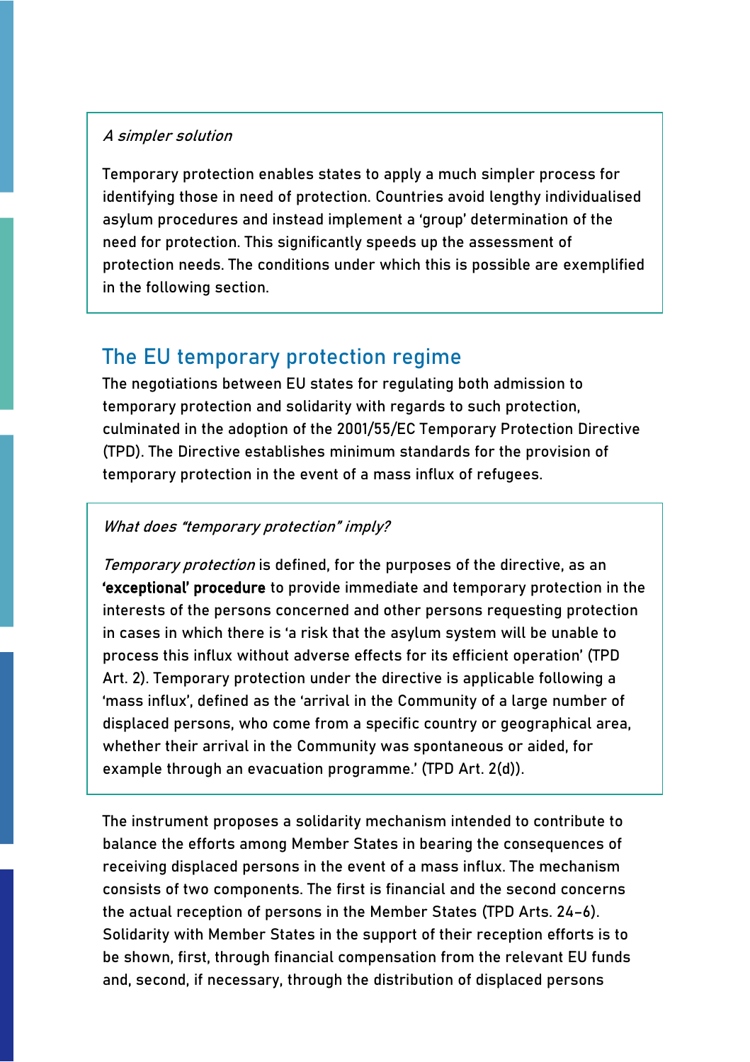*A simpler solution*

Temporary protection enables states to apply a much simpler process for identifying those in need of protection. Countries avoid lengthy individualised asylum procedures and instead implement a 'group' determination of the need for protection. This significantly speeds up the assessment of protection needs. The conditions under which this is possible are exemplified in the following section.

## The EU temporary protection regime

The negotiations between EU states for regulating both admission to temporary protection and solidarity with regards to such protection, culminated in the adoption of the 2001/55/EC Temporary Protection Directive (TPD). The Directive establishes minimum standards for the provision of temporary protection in the event of a mass influx of refugees.

*What does "temporary protection" imply?*

*Temporary protection* is defined, for the purposes of the directive, as an **'exceptional' procedure** to provide immediate and temporary protection in the interests of the persons concerned and other persons requesting protection in cases in which there is 'a risk that the asylum system will be unable to process this influx without adverse effects for its efficient operation' (TPD Art. 2). Temporary protection under the directive is applicable following a 'mass influx', defined as the 'arrival in the Community of a large number of displaced persons, who come from a specific country or geographical area, whether their arrival in the Community was spontaneous or aided, for example through an evacuation programme.' (TPD Art. 2(d)).

The instrument proposes a solidarity mechanism intended to contribute to balance the efforts among Member States in bearing the consequences of receiving displaced persons in the event of a mass influx. The mechanism consists of two components. The first is financial and the second concerns the actual reception of persons in the Member States (TPD Arts. 24–6). Solidarity with Member States in the support of their reception efforts is to be shown, first, through financial compensation from the relevant EU funds and, second, if necessary, through the distribution of displaced persons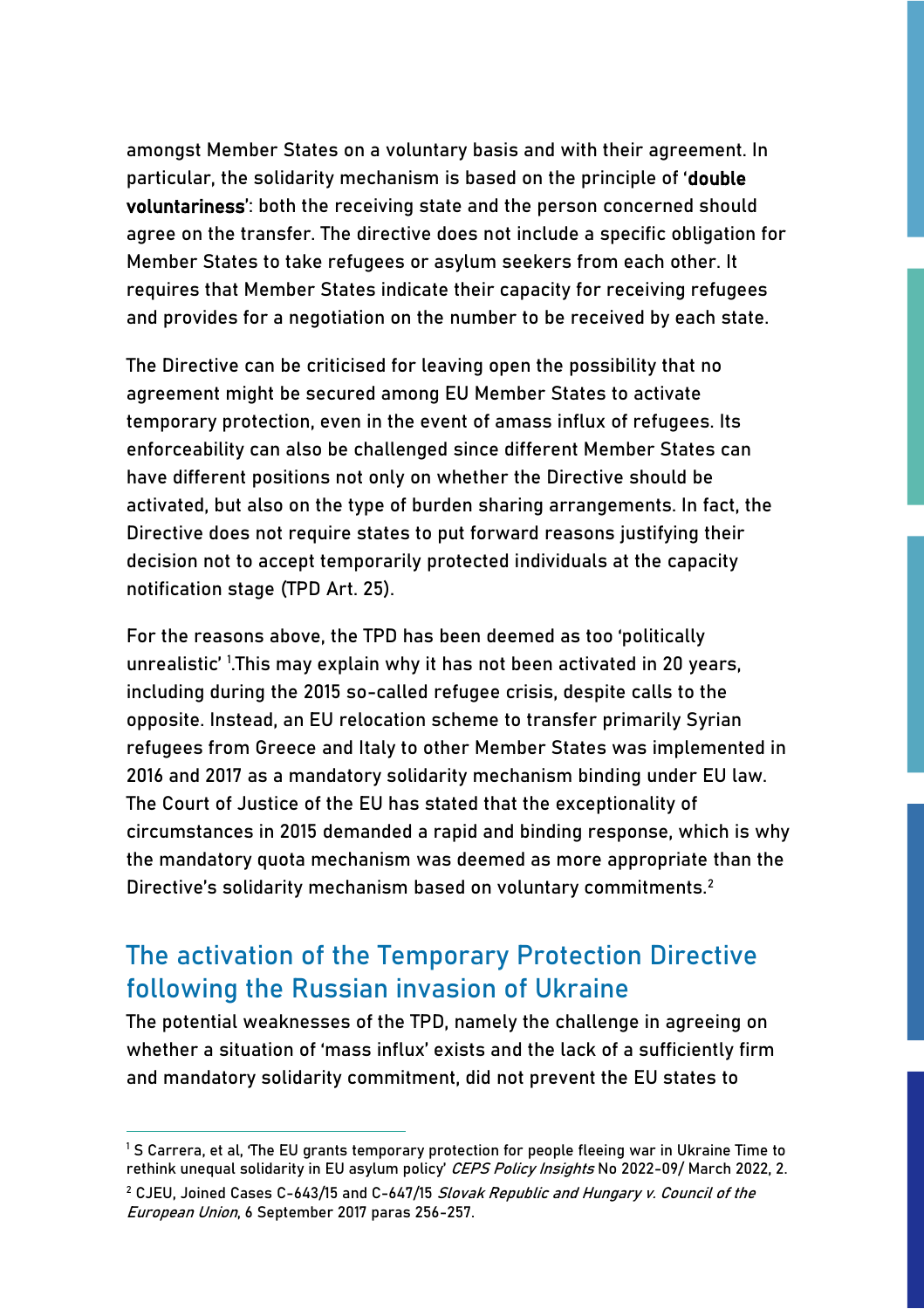amongst Member States on a voluntary basis and with their agreement. In particular, the solidarity mechanism is based on the principle of '**double voluntariness**': both the receiving state and the person concerned should agree on the transfer. The directive does not include a specific obligation for Member States to take refugees or asylum seekers from each other. It requires that Member States indicate their capacity for receiving refugees and provides for a negotiation on the number to be received by each state.

The Directive can be criticised for leaving open the possibility that no agreement might be secured among EU Member States to activate temporary protection, even in the event of amass influx of refugees. Its enforceability can also be challenged since different Member States can have different positions not only on whether the Directive should be activated, but also on the type of burden sharing arrangements. In fact, the Directive does not require states to put forward reasons justifying their decision not to accept temporarily protected individuals at the capacity notification stage (TPD Art. 25).

For the reasons above, the TPD has been deemed as too 'politically unrealistic' [1].This may explain why it has not been activated in 20 years, including during the 2015 so-called refugee crisis, despite calls to the opposite. Instead, an EU relocation scheme to transfer primarily Syrian refugees from Greece and Italy to other Member States was implemented in 2016 and 2017 as a mandatory solidarity mechanism binding under EU law. The Court of Justice of the EU has stated that the exceptionality of circumstances in 2015 demanded a rapid and binding response, which is why the mandatory quota mechanism was deemed as more appropriate than the Directive's solidarity mechanism based on voluntary commitments.[2]

## The activation of the Temporary Protection Directive following the Russian invasion of Ukraine

The potential weaknesses of the TPD, namely the challenge in agreeing on whether a situation of 'mass influx' exists and the lack of a sufficiently firm and mandatory solidarity commitment, did not prevent the EU states to

---

[1] S Carrera, et al, 'The EU grants temporary protection for people fleeing war in Ukraine Time to rethink unequal solidarity in EU asylum policy' *CEPS Policy Insights* No 2022-09/ March 2022, 2.

[2] CJEU, Joined Cases C-643/15 and C-647/15 *Slovak Republic and Hungary v. Council of the European Union*, 6 September 2017 paras 256-257.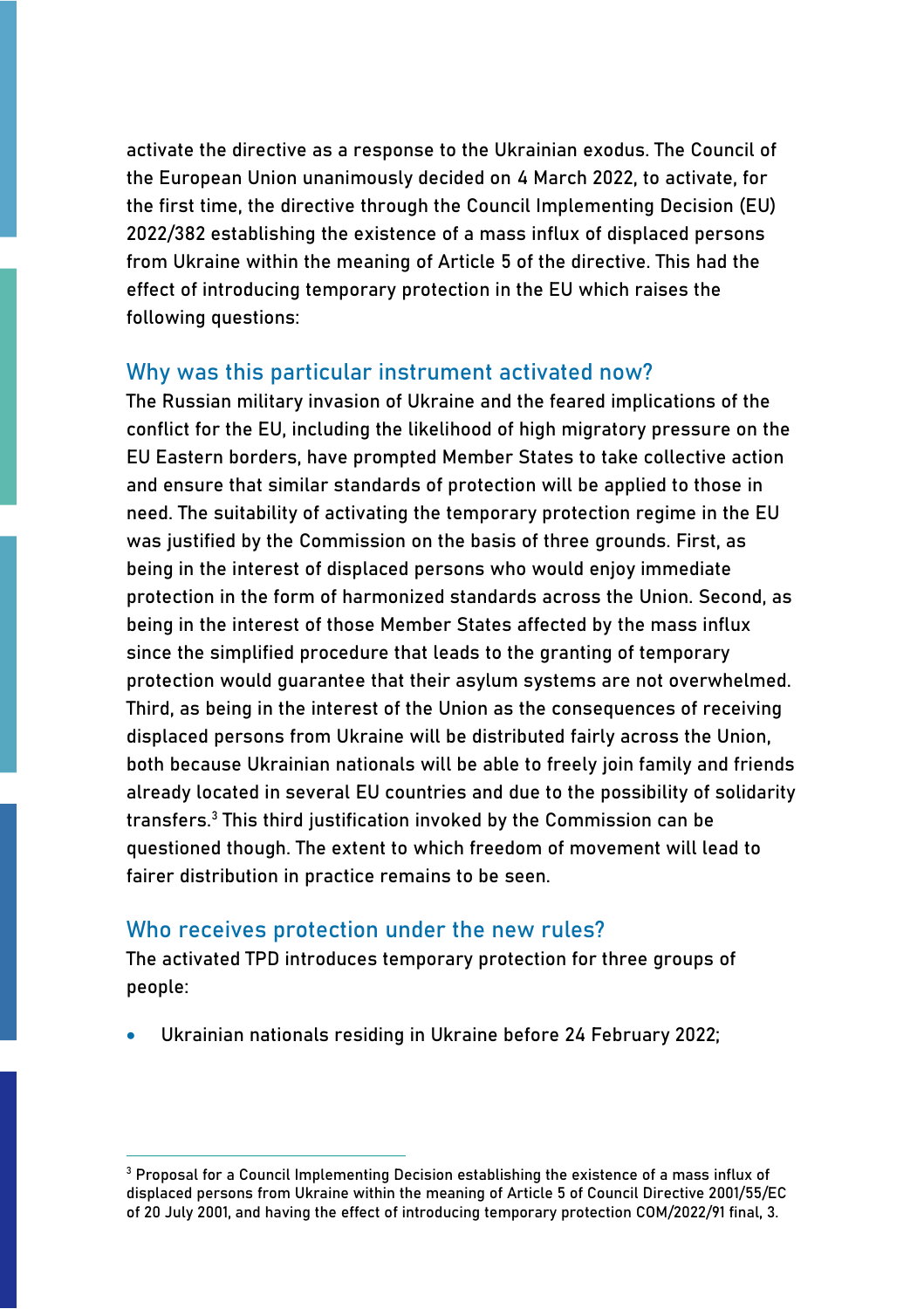activate the directive as a response to the Ukrainian exodus. The Council of the European Union unanimously decided on 4 March 2022, to activate, for the first time, the directive through the Council Implementing Decision (EU) 2022/382 establishing the existence of a mass influx of displaced persons from Ukraine within the meaning of Article 5 of the directive. This had the effect of introducing temporary protection in the EU which raises the following questions:

## Why was this particular instrument activated now?

The Russian military invasion of Ukraine and the feared implications of the conflict for the EU, including the likelihood of high migratory pressure on the EU Eastern borders, have prompted Member States to take collective action and ensure that similar standards of protection will be applied to those in need. The suitability of activating the temporary protection regime in the EU was justified by the Commission on the basis of three grounds. First, as being in the interest of displaced persons who would enjoy immediate protection in the form of harmonized standards across the Union. Second, as being in the interest of those Member States affected by the mass influx since the simplified procedure that leads to the granting of temporary protection would guarantee that their asylum systems are not overwhelmed. Third, as being in the interest of the Union as the consequences of receiving displaced persons from Ukraine will be distributed fairly across the Union, both because Ukrainian nationals will be able to freely join family and friends already located in several EU countries and due to the possibility of solidarity transfers.[3] This third justification invoked by the Commission can be questioned though. The extent to which freedom of movement will lead to fairer distribution in practice remains to be seen.

## Who receives protection under the new rules?

The activated TPD introduces temporary protection for three groups of people:

- Ukrainian nationals residing in Ukraine before 24 February 2022;

---

[3] Proposal for a Council Implementing Decision establishing the existence of a mass influx of displaced persons from Ukraine within the meaning of Article 5 of Council Directive 2001/55/EC of 20 July 2001, and having the effect of introducing temporary protection COM/2022/91 final, 3.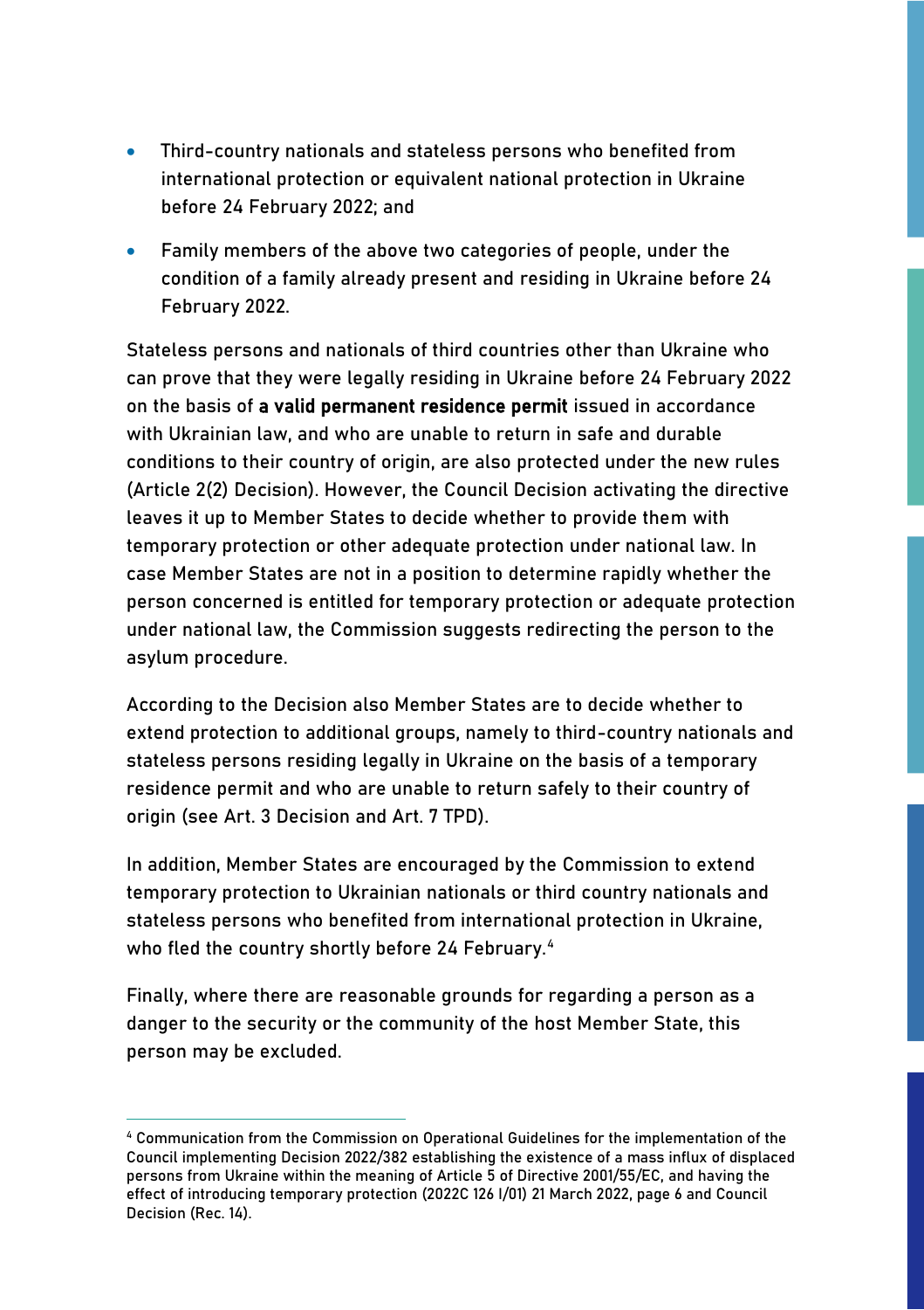- Third-country nationals and stateless persons who benefited from international protection or equivalent national protection in Ukraine before 24 February 2022; and
- Family members of the above two categories of people, under the condition of a family already present and residing in Ukraine before 24 February 2022.

Stateless persons and nationals of third countries other than Ukraine who can prove that they were legally residing in Ukraine before 24 February 2022 on the basis of **a valid permanent residence permit** issued in accordance with Ukrainian law, and who are unable to return in safe and durable conditions to their country of origin, are also protected under the new rules (Article 2(2) Decision). However, the Council Decision activating the directive leaves it up to Member States to decide whether to provide them with temporary protection or other adequate protection under national law. In case Member States are not in a position to determine rapidly whether the person concerned is entitled for temporary protection or adequate protection under national law, the Commission suggests redirecting the person to the asylum procedure.

According to the Decision also Member States are to decide whether to extend protection to additional groups, namely to third-country nationals and stateless persons residing legally in Ukraine on the basis of a temporary residence permit and who are unable to return safely to their country of origin (see Art. 3 Decision and Art. 7 TPD).

In addition, Member States are encouraged by the Commission to extend temporary protection to Ukrainian nationals or third country nationals and stateless persons who benefited from international protection in Ukraine, who fled the country shortly before 24 February.[4]

Finally, where there are reasonable grounds for regarding a person as a danger to the security or the community of the host Member State, this person may be excluded.

---

[4] Communication from the Commission on Operational Guidelines for the implementation of the Council implementing Decision 2022/382 establishing the existence of a mass influx of displaced persons from Ukraine within the meaning of Article 5 of Directive 2001/55/EC, and having the effect of introducing temporary protection (2022C 126 I/01) 21 March 2022, page 6 and Council Decision (Rec. 14).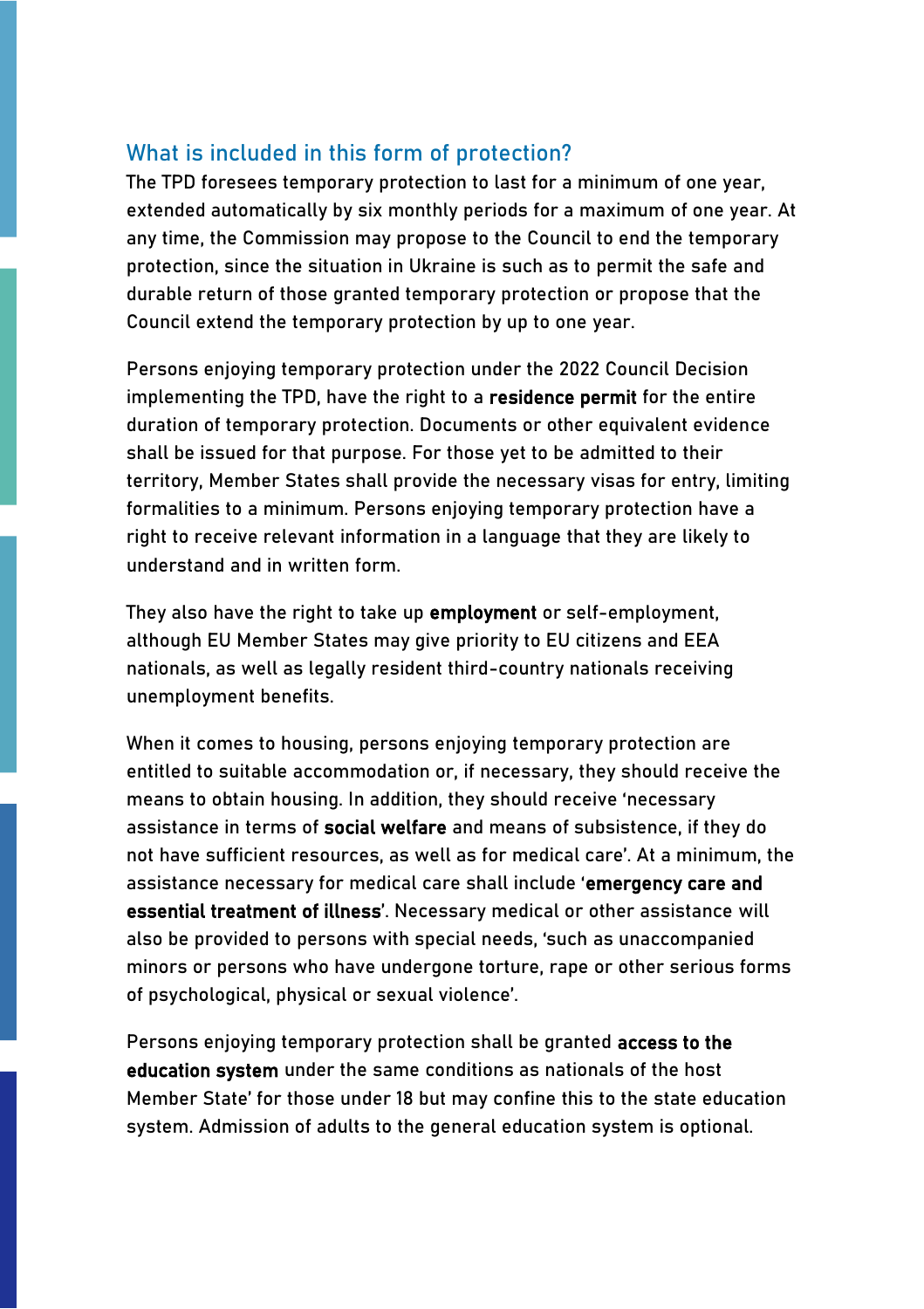## What is included in this form of protection?

The TPD foresees temporary protection to last for a minimum of one year, extended automatically by six monthly periods for a maximum of one year. At any time, the Commission may propose to the Council to end the temporary protection, since the situation in Ukraine is such as to permit the safe and durable return of those granted temporary protection or propose that the Council extend the temporary protection by up to one year.

Persons enjoying temporary protection under the 2022 Council Decision implementing the TPD, have the right to a **residence permit** for the entire duration of temporary protection. Documents or other equivalent evidence shall be issued for that purpose. For those yet to be admitted to their territory, Member States shall provide the necessary visas for entry, limiting formalities to a minimum. Persons enjoying temporary protection have a right to receive relevant information in a language that they are likely to understand and in written form.

They also have the right to take up **employment** or self-employment, although EU Member States may give priority to EU citizens and EEA nationals, as well as legally resident third-country nationals receiving unemployment benefits.

When it comes to housing, persons enjoying temporary protection are entitled to suitable accommodation or, if necessary, they should receive the means to obtain housing. In addition, they should receive 'necessary assistance in terms of **social welfare** and means of subsistence, if they do not have sufficient resources, as well as for medical care'. At a minimum, the assistance necessary for medical care shall include '**emergency care and essential treatment of illness**'. Necessary medical or other assistance will also be provided to persons with special needs, 'such as unaccompanied minors or persons who have undergone torture, rape or other serious forms of psychological, physical or sexual violence'.

Persons enjoying temporary protection shall be granted **access to the education system** under the same conditions as nationals of the host Member State' for those under 18 but may confine this to the state education system. Admission of adults to the general education system is optional.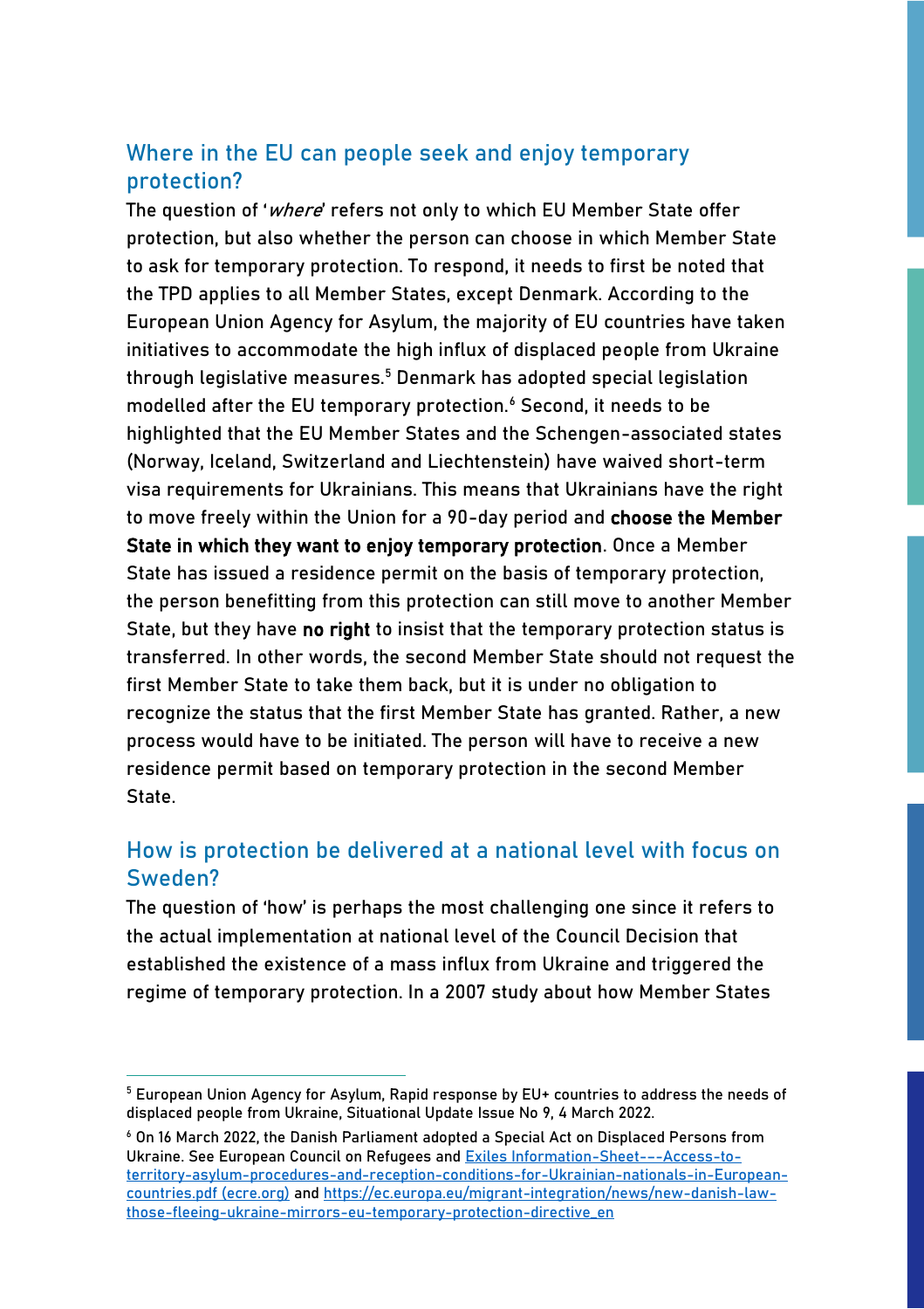## Where in the EU can people seek and enjoy temporary protection?

The question of '*where*' refers not only to which EU Member State offer protection, but also whether the person can choose in which Member State to ask for temporary protection. To respond, it needs to first be noted that the TPD applies to all Member States, except Denmark. According to the European Union Agency for Asylum, the majority of EU countries have taken initiatives to accommodate the high influx of displaced people from Ukraine through legislative measures.[5] Denmark has adopted special legislation modelled after the EU temporary protection.[6] Second, it needs to be highlighted that the EU Member States and the Schengen-associated states (Norway, Iceland, Switzerland and Liechtenstein) have waived short-term visa requirements for Ukrainians. This means that Ukrainians have the right to move freely within the Union for a 90-day period and **choose the Member State in which they want to enjoy temporary protection**. Once a Member State has issued a residence permit on the basis of temporary protection, the person benefitting from this protection can still move to another Member State, but they have **no right** to insist that the temporary protection status is transferred. In other words, the second Member State should not request the first Member State to take them back, but it is under no obligation to recognize the status that the first Member State has granted. Rather, a new process would have to be initiated. The person will have to receive a new residence permit based on temporary protection in the second Member State.

## How is protection be delivered at a national level with focus on Sweden?

The question of 'how' is perhaps the most challenging one since it refers to the actual implementation at national level of the Council Decision that established the existence of a mass influx from Ukraine and triggered the regime of temporary protection. In a 2007 study about how Member States

---

[5] European Union Agency for Asylum, Rapid response by EU+ countries to address the needs of displaced people from Ukraine, Situational Update Issue No 9, 4 March 2022.

[6] On 16 March 2022, the Danish Parliament adopted a Special Act on Displaced Persons from Ukraine. See European Council on Refugees and [Exiles Information-Sheet---Access-to-territory-asylum-procedures-and-reception-conditions-for-Ukrainian-nationals-in-European-countries.pdf (ecre.org)](Exiles Information-Sheet---Access-to-territory-asylum-procedures-and-reception-conditions-for-Ukrainian-nationals-in-European-countries.pdf (ecre.org)) and [https://ec.europa.eu/migrant-integration/news/new-danish-law-those-fleeing-ukraine-mirrors-eu-temporary-protection-directive_en](https://ec.europa.eu/migrant-integration/news/new-danish-law-those-fleeing-ukraine-mirrors-eu-temporary-protection-directive_en)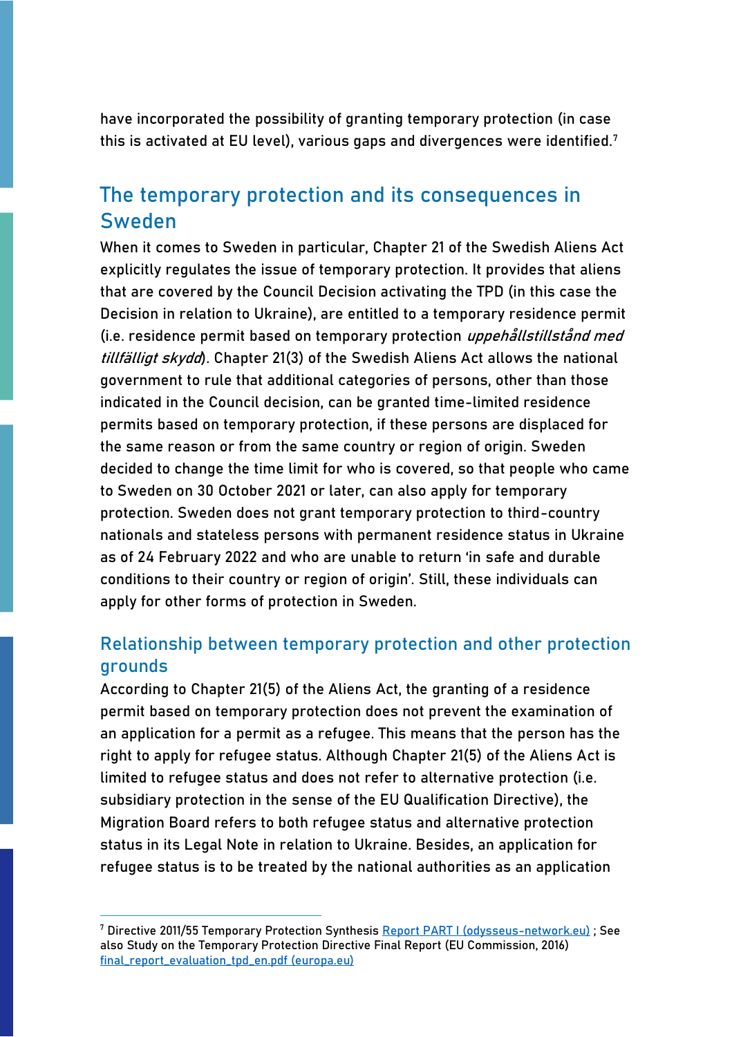have incorporated the possibility of granting temporary protection (in case this is activated at EU level), various gaps and divergences were identified.[7]

## The temporary protection and its consequences in Sweden

When it comes to Sweden in particular, Chapter 21 of the Swedish Aliens Act explicitly regulates the issue of temporary protection. It provides that aliens that are covered by the Council Decision activating the TPD (in this case the Decision in relation to Ukraine), are entitled to a temporary residence permit (i.e. residence permit based on temporary protection *uppehållstillstånd med tillfälligt skydd*). Chapter 21(3) of the Swedish Aliens Act allows the national government to rule that additional categories of persons, other than those indicated in the Council decision, can be granted time-limited residence permits based on temporary protection, if these persons are displaced for the same reason or from the same country or region of origin. Sweden decided to change the time limit for who is covered, so that people who came to Sweden on 30 October 2021 or later, can also apply for temporary protection. Sweden does not grant temporary protection to third-country nationals and stateless persons with permanent residence status in Ukraine as of 24 February 2022 and who are unable to return 'in safe and durable conditions to their country or region of origin'. Still, these individuals can apply for other forms of protection in Sweden.

### Relationship between temporary protection and other protection grounds

According to Chapter 21(5) of the Aliens Act, the granting of a residence permit based on temporary protection does not prevent the examination of an application for a permit as a refugee. This means that the person has the right to apply for refugee status. Although Chapter 21(5) of the Aliens Act is limited to refugee status and does not refer to alternative protection (i.e. subsidiary protection in the sense of the EU Qualification Directive), the Migration Board refers to both refugee status and alternative protection status in its Legal Note in relation to Ukraine. Besides, an application for refugee status is to be treated by the national authorities as an application

---

[7] Directive 2011/55 Temporary Protection Synthesis Report PART I (odysseus-network.eu) ; See also Study on the Temporary Protection Directive Final Report (EU Commission, 2016) final_report_evaluation_tpd_en.pdf (europa.eu)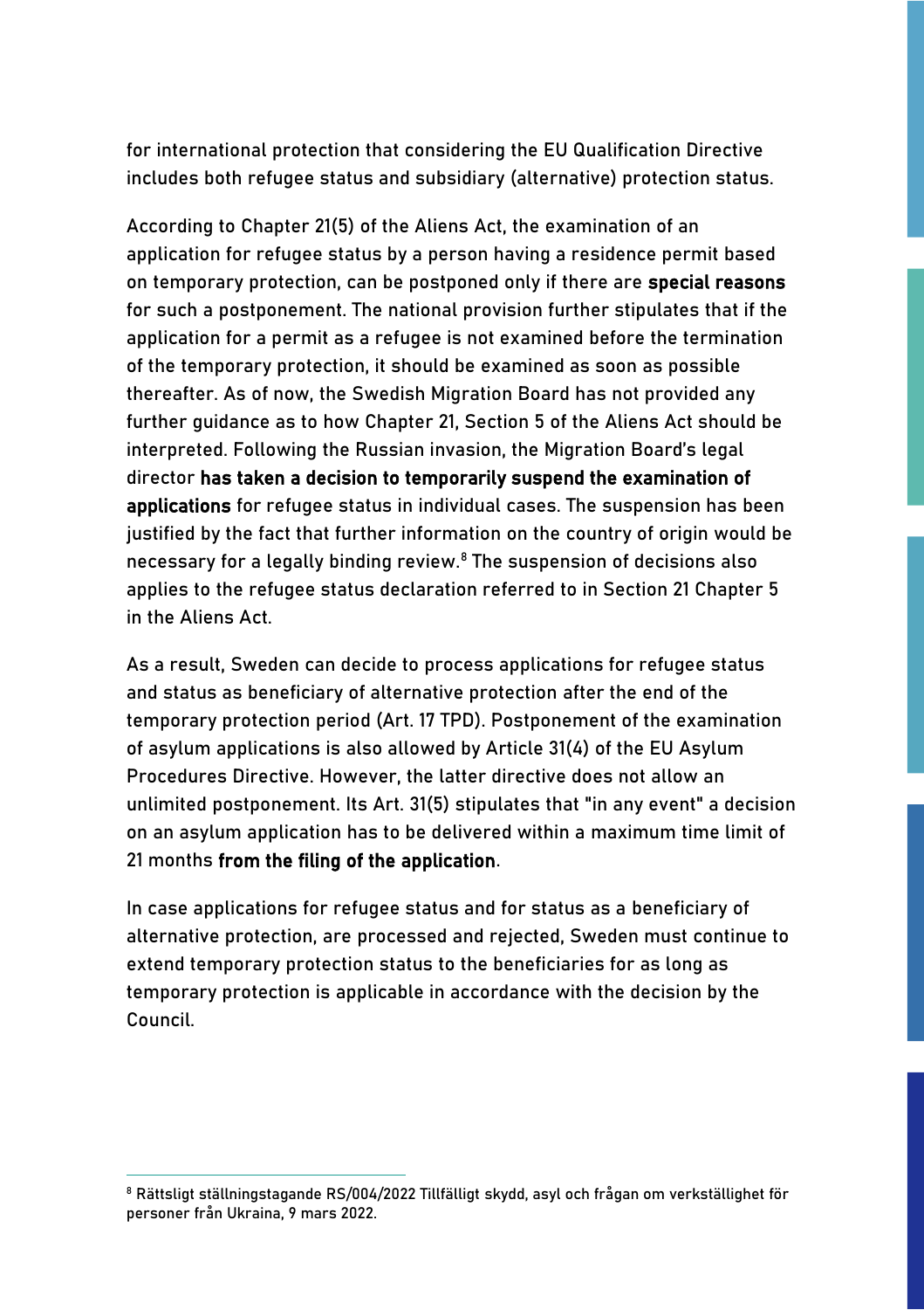for international protection that considering the EU Qualification Directive includes both refugee status and subsidiary (alternative) protection status.

According to Chapter 21(5) of the Aliens Act, the examination of an application for refugee status by a person having a residence permit based on temporary protection, can be postponed only if there are **special reasons** for such a postponement. The national provision further stipulates that if the application for a permit as a refugee is not examined before the termination of the temporary protection, it should be examined as soon as possible thereafter. As of now, the Swedish Migration Board has not provided any further guidance as to how Chapter 21, Section 5 of the Aliens Act should be interpreted. Following the Russian invasion, the Migration Board's legal director **has taken a decision to temporarily suspend the examination of applications** for refugee status in individual cases. The suspension has been justified by the fact that further information on the country of origin would be necessary for a legally binding review.[8] The suspension of decisions also applies to the refugee status declaration referred to in Section 21 Chapter 5 in the Aliens Act.

As a result, Sweden can decide to process applications for refugee status and status as beneficiary of alternative protection after the end of the temporary protection period (Art. 17 TPD). Postponement of the examination of asylum applications is also allowed by Article 31(4) of the EU Asylum Procedures Directive. However, the latter directive does not allow an unlimited postponement. Its Art. 31(5) stipulates that "in any event" a decision on an asylum application has to be delivered within a maximum time limit of 21 months **from the filing of the application**.

In case applications for refugee status and for status as a beneficiary of alternative protection, are processed and rejected, Sweden must continue to extend temporary protection status to the beneficiaries for as long as temporary protection is applicable in accordance with the decision by the Council.

---

[8] Rättsligt ställningstagande RS/004/2022 Tillfälligt skydd, asyl och frågan om verkställighet för personer från Ukraina, 9 mars 2022.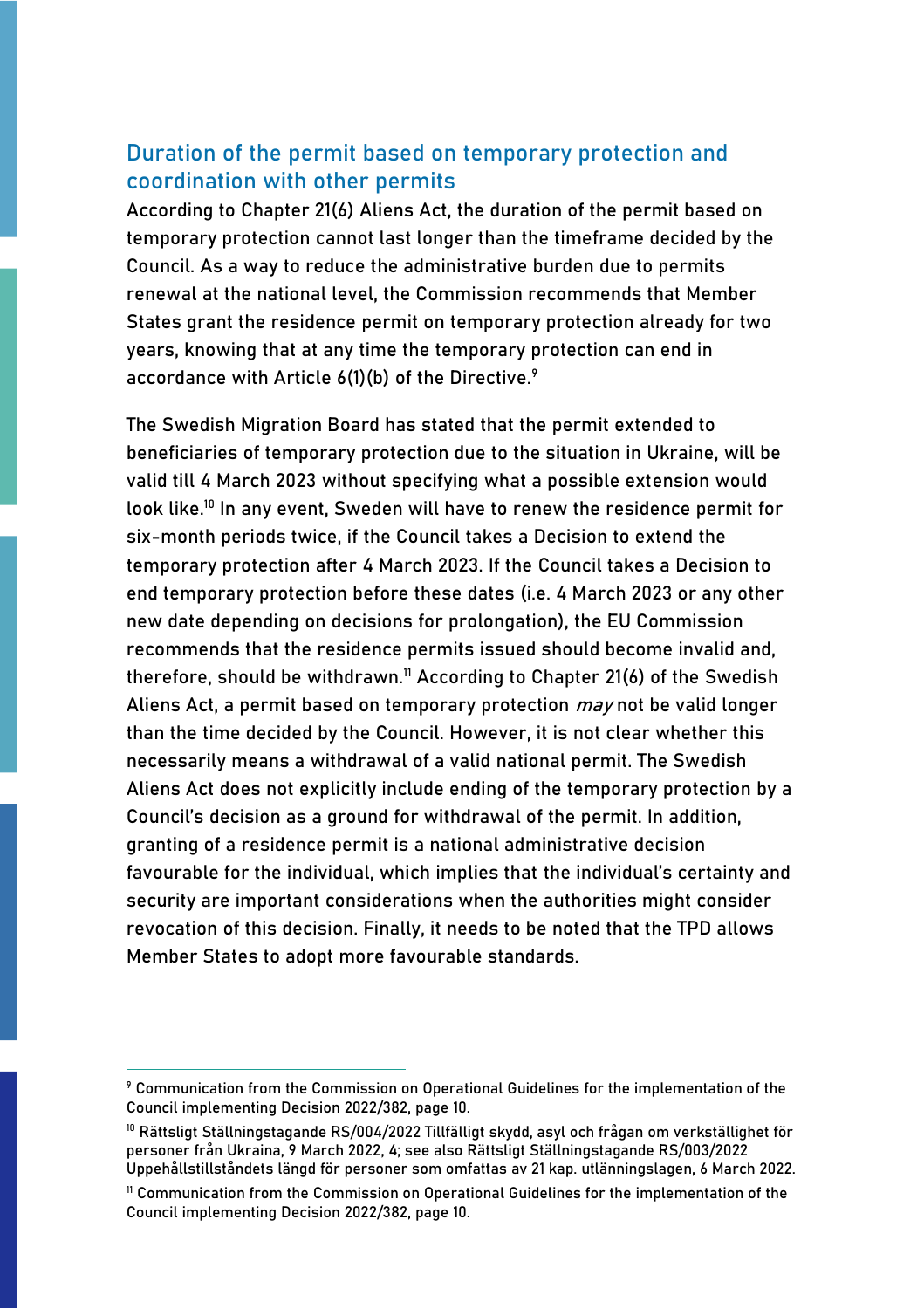## Duration of the permit based on temporary protection and coordination with other permits

According to Chapter 21(6) Aliens Act, the duration of the permit based on temporary protection cannot last longer than the timeframe decided by the Council. As a way to reduce the administrative burden due to permits renewal at the national level, the Commission recommends that Member States grant the residence permit on temporary protection already for two years, knowing that at any time the temporary protection can end in accordance with Article 6(1)(b) of the Directive.[9]

The Swedish Migration Board has stated that the permit extended to beneficiaries of temporary protection due to the situation in Ukraine, will be valid till 4 March 2023 without specifying what a possible extension would look like.[10] In any event, Sweden will have to renew the residence permit for six-month periods twice, if the Council takes a Decision to extend the temporary protection after 4 March 2023. If the Council takes a Decision to end temporary protection before these dates (i.e. 4 March 2023 or any other new date depending on decisions for prolongation), the EU Commission recommends that the residence permits issued should become invalid and, therefore, should be withdrawn.[11] According to Chapter 21(6) of the Swedish Aliens Act, a permit based on temporary protection *may* not be valid longer than the time decided by the Council. However, it is not clear whether this necessarily means a withdrawal of a valid national permit. The Swedish Aliens Act does not explicitly include ending of the temporary protection by a Council's decision as a ground for withdrawal of the permit. In addition, granting of a residence permit is a national administrative decision favourable for the individual, which implies that the individual's certainty and security are important considerations when the authorities might consider revocation of this decision. Finally, it needs to be noted that the TPD allows Member States to adopt more favourable standards.

---

[9] Communication from the Commission on Operational Guidelines for the implementation of the Council implementing Decision 2022/382, page 10.

[10] Rättsligt Ställningstagande RS/004/2022 Tillfälligt skydd, asyl och frågan om verkställighet för personer från Ukraina, 9 March 2022, 4; see also Rättsligt Ställningstagande RS/003/2022 Uppehållstillståndets längd för personer som omfattas av 21 kap. utlänningslagen, 6 March 2022.

[11] Communication from the Commission on Operational Guidelines for the implementation of the Council implementing Decision 2022/382, page 10.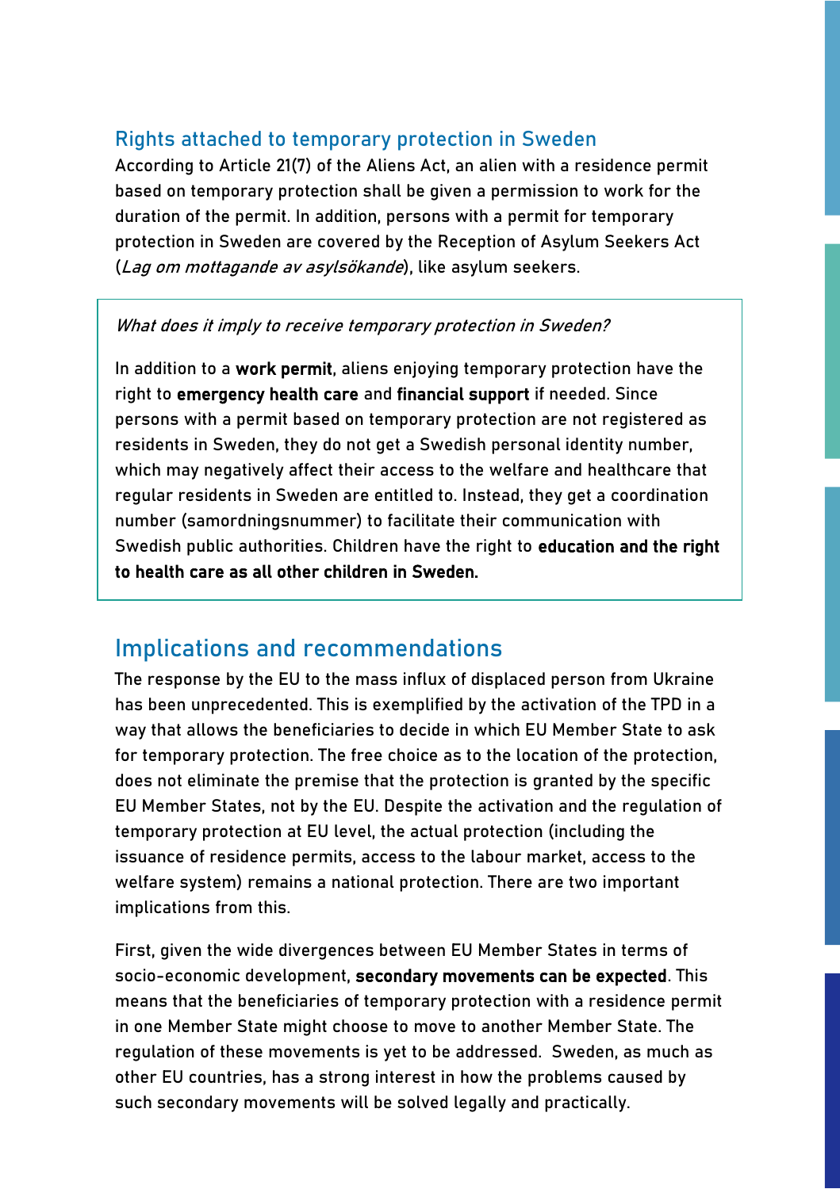### Rights attached to temporary protection in Sweden

According to Article 21(7) of the Aliens Act, an alien with a residence permit based on temporary protection shall be given a permission to work for the duration of the permit. In addition, persons with a permit for temporary protection in Sweden are covered by the Reception of Asylum Seekers Act (*Lag om mottagande av asylsökande*), like asylum seekers.

> *What does it imply to receive temporary protection in Sweden?*
>
> In addition to a **work permit**, aliens enjoying temporary protection have the right to **emergency health care** and **financial support** if needed. Since persons with a permit based on temporary protection are not registered as residents in Sweden, they do not get a Swedish personal identity number, which may negatively affect their access to the welfare and healthcare that regular residents in Sweden are entitled to. Instead, they get a coordination number (samordningsnummer) to facilitate their communication with Swedish public authorities. Children have the right to **education and the right to health care as all other children in Sweden.**

## Implications and recommendations

The response by the EU to the mass influx of displaced person from Ukraine has been unprecedented. This is exemplified by the activation of the TPD in a way that allows the beneficiaries to decide in which EU Member State to ask for temporary protection. The free choice as to the location of the protection, does not eliminate the premise that the protection is granted by the specific EU Member States, not by the EU. Despite the activation and the regulation of temporary protection at EU level, the actual protection (including the issuance of residence permits, access to the labour market, access to the welfare system) remains a national protection. There are two important implications from this.

First, given the wide divergences between EU Member States in terms of socio-economic development, **secondary movements can be expected**. This means that the beneficiaries of temporary protection with a residence permit in one Member State might choose to move to another Member State. The regulation of these movements is yet to be addressed. Sweden, as much as other EU countries, has a strong interest in how the problems caused by such secondary movements will be solved legally and practically.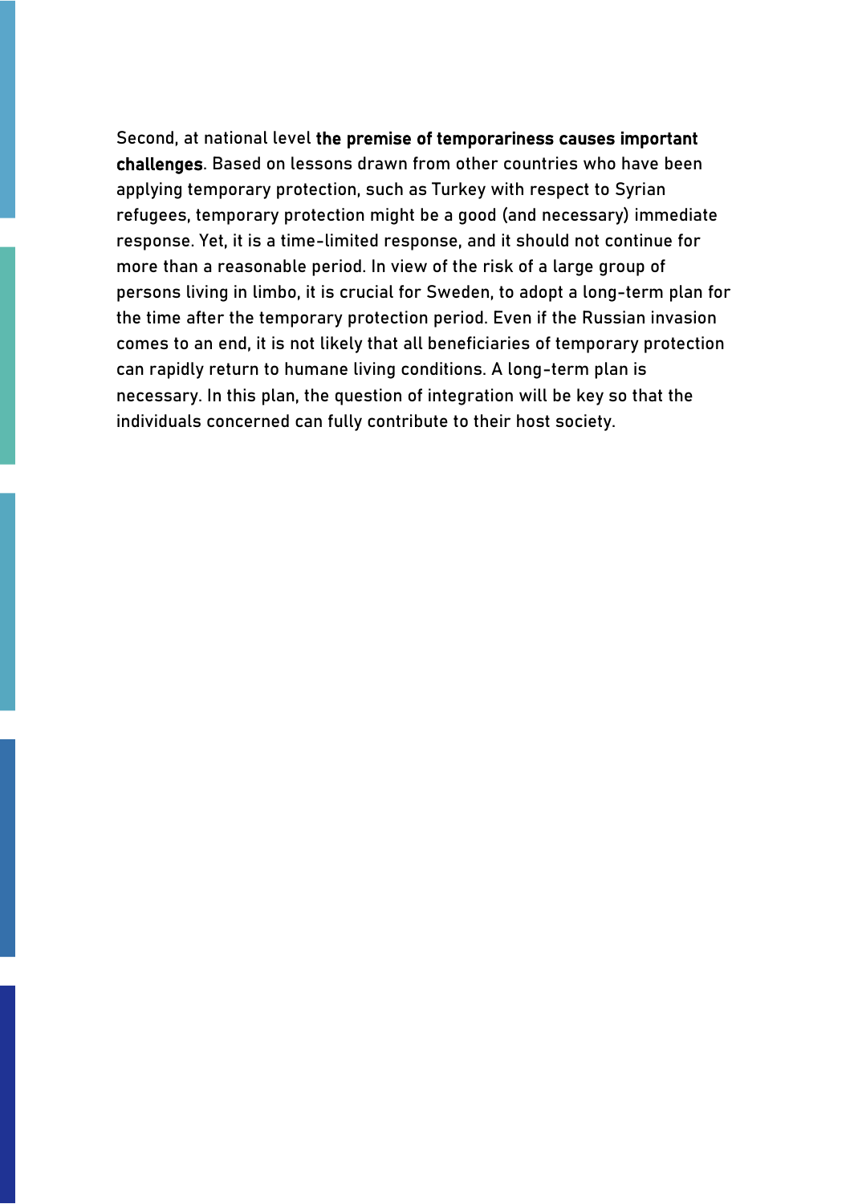Second, at national level **the premise of temporariness causes important challenges**. Based on lessons drawn from other countries who have been applying temporary protection, such as Turkey with respect to Syrian refugees, temporary protection might be a good (and necessary) immediate response. Yet, it is a time-limited response, and it should not continue for more than a reasonable period. In view of the risk of a large group of persons living in limbo, it is crucial for Sweden, to adopt a long-term plan for the time after the temporary protection period. Even if the Russian invasion comes to an end, it is not likely that all beneficiaries of temporary protection can rapidly return to humane living conditions. A long-term plan is necessary. In this plan, the question of integration will be key so that the individuals concerned can fully contribute to their host society.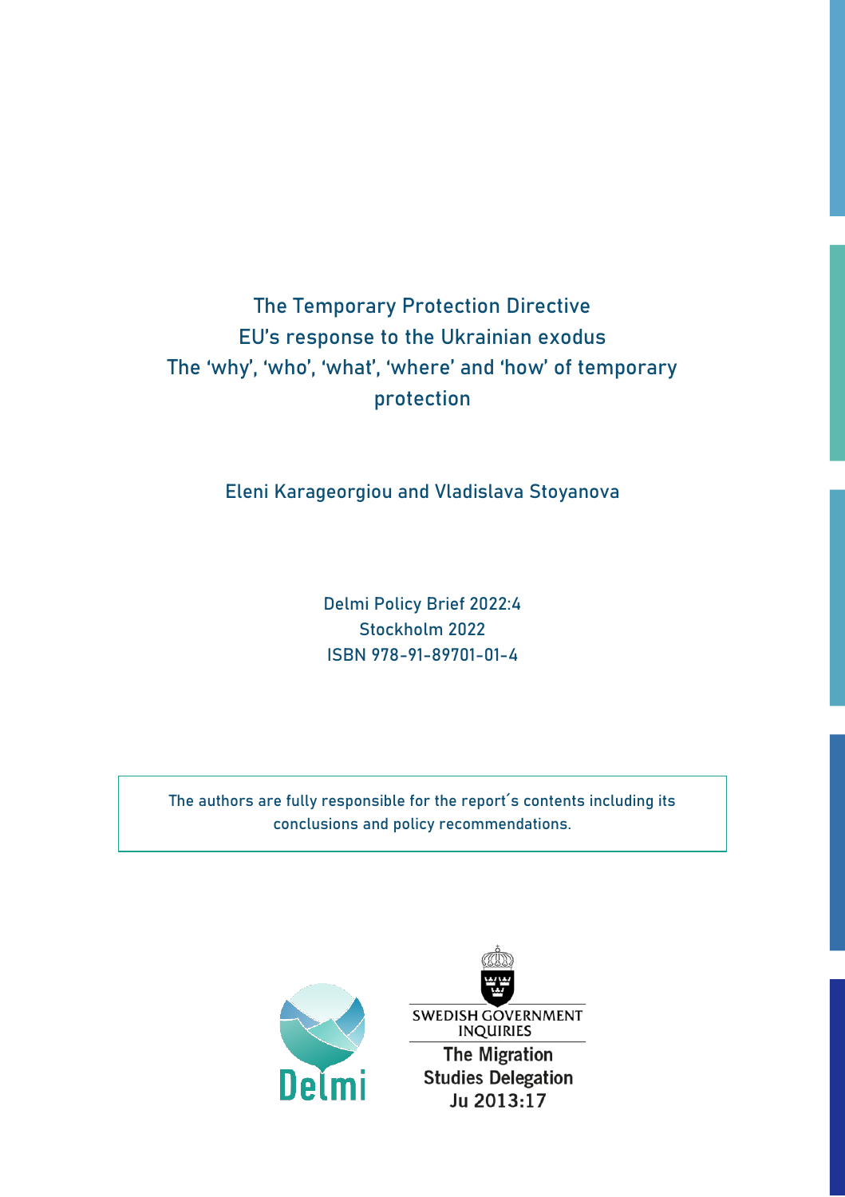# The Temporary Protection Directive EU's response to the Ukrainian exodus The 'why', 'who', 'what', 'where' and 'how' of temporary protection

Eleni Karageorgiou and Vladislava Stoyanova

Delmi Policy Brief 2022:4
Stockholm 2022
ISBN 978-91-89701-01-4

The authors are fully responsible for the report´s contents including its conclusions and policy recommendations.

Delmi

SWEDISH GOVERNMENT INQUIRIES
The Migration Studies Delegation
Ju 2013:17